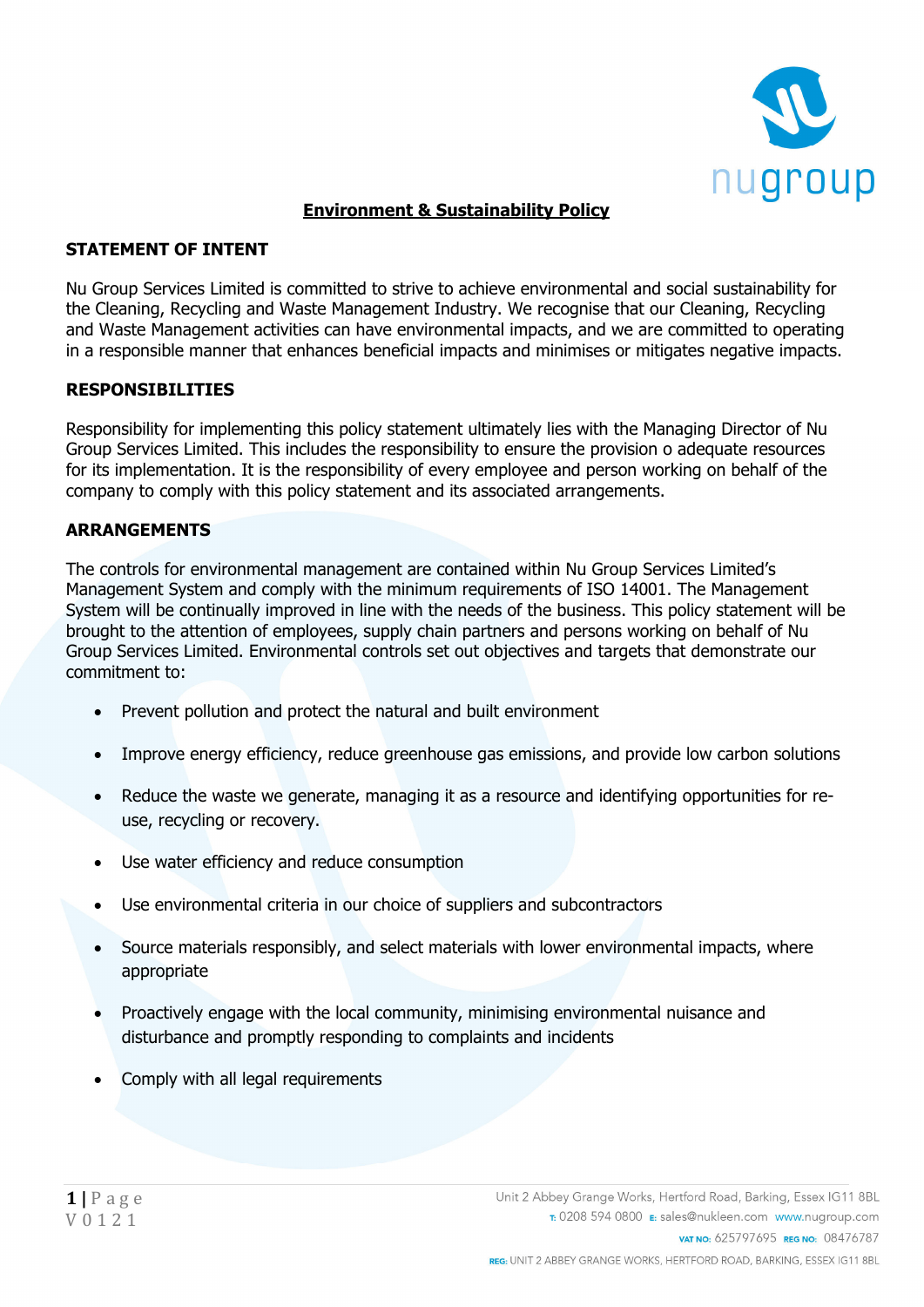# Environment & Sustainability Policy

## STATEMENT OF INTENT

Nu Group Services Limited is committed to strive to achieve environmental and social sustainability for the Cleaning, Recycling and Waste Management Industry. We recognise that our Cleaning, Recycling and Waste Management activities can have environmental impacts, and we are committed to operating in a responsible manner that enhances beneficial impacts and minimises or mitigates negative impacts.

## RESPONSIBILITIES

Responsibility for implementing this policy statement ultimately lies with the Managing Director of Nu Group Services Limited. This includes the responsibility to ensure the provision o adequate resources for its implementation. It is the responsibility of every employee and person working on behalf of the company to comply with this policy statement and its associated arrangements.

## ARRANGEMENTS

The controls for environmental management are contained within Nu Group Services Limited's Management System and comply with the minimum requirements of ISO 14001. The Management System will be continually improved in line with the needs of the business. This policy statement will be brought to the attention of employees, supply chain partners and persons working on behalf of Nu Group Services Limited. Environmental controls set out objectives and targets that demonstrate our commitment to:

- Prevent pollution and protect the natural and built environment
- Improve energy efficiency, reduce greenhouse gas emissions, and provide low carbon solutions
- Reduce the waste we generate, managing it as a resource and identifying opportunities for re-use, recycling or recovery.
- Use water efficiency and reduce consumption
- Use environmental criteria in our choice of suppliers and subcontractors
- Source materials responsibly, and select materials with lower environmental impacts, where appropriate
- Proactively engage with the local community, minimising environmental nuisance and disturbance and promptly responding to complaints and incidents
- Comply with all legal requirements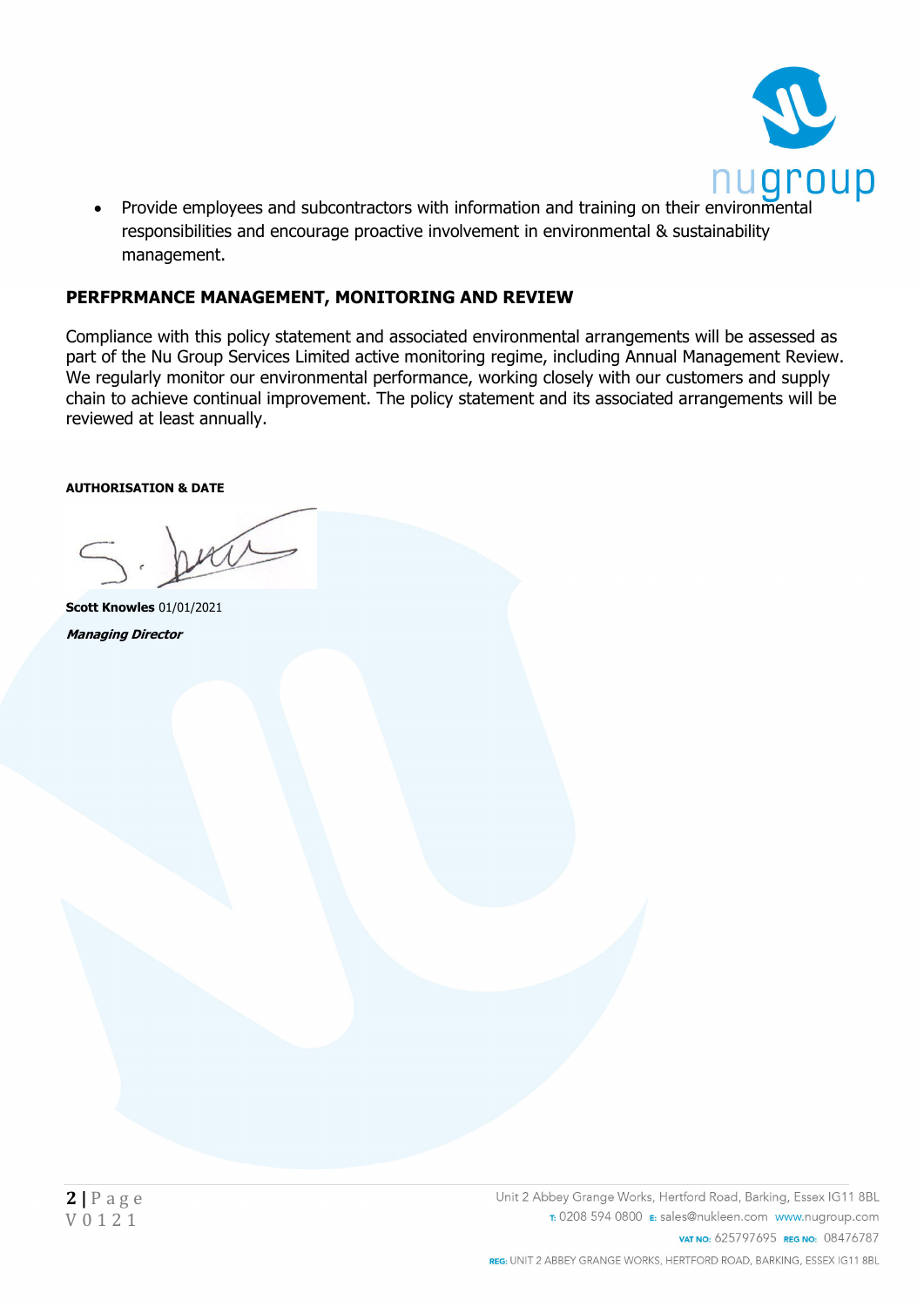- Provide employees and subcontractors with information and training on their environmental responsibilities and encourage proactive involvement in environmental & sustainability management.

## PERFPRMANCE MANAGEMENT, MONITORING AND REVIEW

Compliance with this policy statement and associated environmental arrangements will be assessed as part of the Nu Group Services Limited active monitoring regime, including Annual Management Review. We regularly monitor our environmental performance, working closely with our customers and supply chain to achieve continual improvement. The policy statement and its associated arrangements will be reviewed at least annually.

**AUTHORISATION & DATE**

**Scott Knowles** 01/01/2021

***Managing Director***